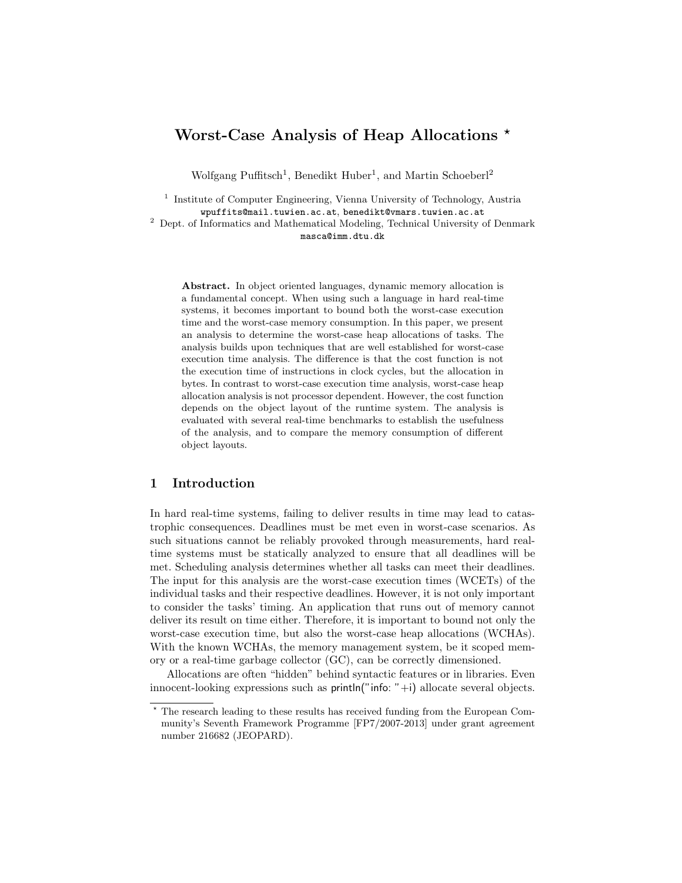# Worst-Case Analysis of Heap Allocations *

Wolfgang Puffitsch[1], Benedikt Huber[1], and Martin Schoeberl[2]

[1] Institute of Computer Engineering, Vienna University of Technology, Austria
wpuffits@mail.tuwien.ac.at, benedikt@vmars.tuwien.ac.at
[2] Dept. of Informatics and Mathematical Modeling, Technical University of Denmark
masca@imm.dtu.dk

**Abstract.** In object oriented languages, dynamic memory allocation is a fundamental concept. When using such a language in hard real-time systems, it becomes important to bound both the worst-case execution time and the worst-case memory consumption. In this paper, we present an analysis to determine the worst-case heap allocations of tasks. The analysis builds upon techniques that are well established for worst-case execution time analysis. The difference is that the cost function is not the execution time of instructions in clock cycles, but the allocation in bytes. In contrast to worst-case execution time analysis, worst-case heap allocation analysis is not processor dependent. However, the cost function depends on the object layout of the runtime system. The analysis is evaluated with several real-time benchmarks to establish the usefulness of the analysis, and to compare the memory consumption of different object layouts.

## 1 Introduction

In hard real-time systems, failing to deliver results in time may lead to catastrophic consequences. Deadlines must be met even in worst-case scenarios. As such situations cannot be reliably provoked through measurements, hard real-time systems must be statically analyzed to ensure that all deadlines will be met. Scheduling analysis determines whether all tasks can meet their deadlines. The input for this analysis are the worst-case execution times (WCETs) of the individual tasks and their respective deadlines. However, it is not only important to consider the tasks' timing. An application that runs out of memory cannot deliver its result on time either. Therefore, it is important to bound not only the worst-case execution time, but also the worst-case heap allocations (WCHAs). With the known WCHAs, the memory management system, be it scoped memory or a real-time garbage collector (GC), can be correctly dimensioned.

Allocations are often "hidden" behind syntactic features or in libraries. Even innocent-looking expressions such as println("info: "+i) allocate several objects.

* The research leading to these results has received funding from the European Community's Seventh Framework Programme [FP7/2007-2013] under grant agreement number 216682 (JEOPARD).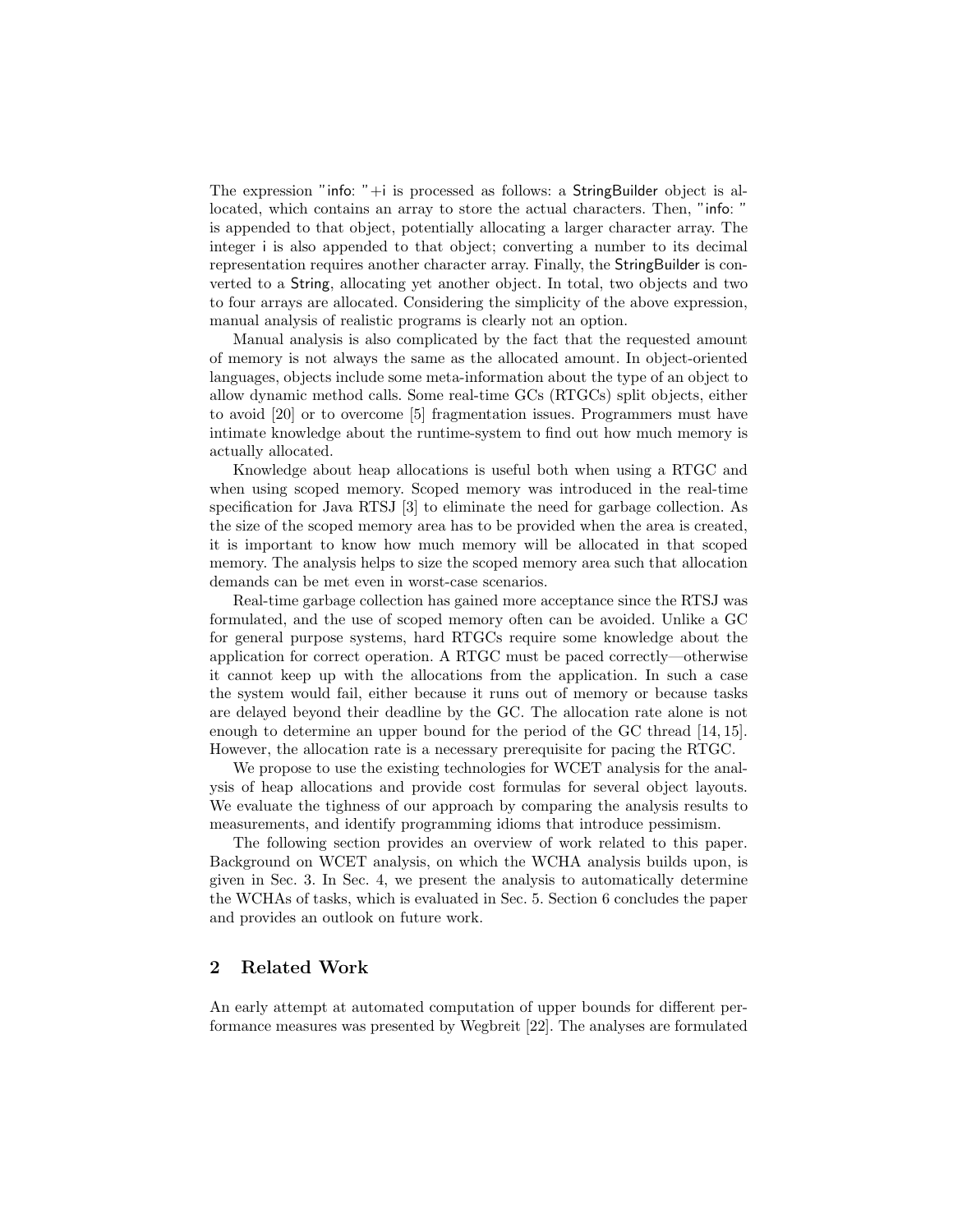The expression "info: "+i is processed as follows: a StringBuilder object is allocated, which contains an array to store the actual characters. Then, "info: " is appended to that object, potentially allocating a larger character array. The integer i is also appended to that object; converting a number to its decimal representation requires another character array. Finally, the StringBuilder is converted to a String, allocating yet another object. In total, two objects and two to four arrays are allocated. Considering the simplicity of the above expression, manual analysis of realistic programs is clearly not an option.

Manual analysis is also complicated by the fact that the requested amount of memory is not always the same as the allocated amount. In object-oriented languages, objects include some meta-information about the type of an object to allow dynamic method calls. Some real-time GCs (RTGCs) split objects, either to avoid [20] or to overcome [5] fragmentation issues. Programmers must have intimate knowledge about the runtime-system to find out how much memory is actually allocated.

Knowledge about heap allocations is useful both when using a RTGC and when using scoped memory. Scoped memory was introduced in the real-time specification for Java RTSJ [3] to eliminate the need for garbage collection. As the size of the scoped memory area has to be provided when the area is created, it is important to know how much memory will be allocated in that scoped memory. The analysis helps to size the scoped memory area such that allocation demands can be met even in worst-case scenarios.

Real-time garbage collection has gained more acceptance since the RTSJ was formulated, and the use of scoped memory often can be avoided. Unlike a GC for general purpose systems, hard RTGCs require some knowledge about the application for correct operation. A RTGC must be paced correctly—otherwise it cannot keep up with the allocations from the application. In such a case the system would fail, either because it runs out of memory or because tasks are delayed beyond their deadline by the GC. The allocation rate alone is not enough to determine an upper bound for the period of the GC thread [14, 15]. However, the allocation rate is a necessary prerequisite for pacing the RTGC.

We propose to use the existing technologies for WCET analysis for the analysis of heap allocations and provide cost formulas for several object layouts. We evaluate the tighness of our approach by comparing the analysis results to measurements, and identify programming idioms that introduce pessimism.

The following section provides an overview of work related to this paper. Background on WCET analysis, on which the WCHA analysis builds upon, is given in Sec. 3. In Sec. 4, we present the analysis to automatically determine the WCHAs of tasks, which is evaluated in Sec. 5. Section 6 concludes the paper and provides an outlook on future work.

## 2 Related Work

An early attempt at automated computation of upper bounds for different performance measures was presented by Wegbreit [22]. The analyses are formulated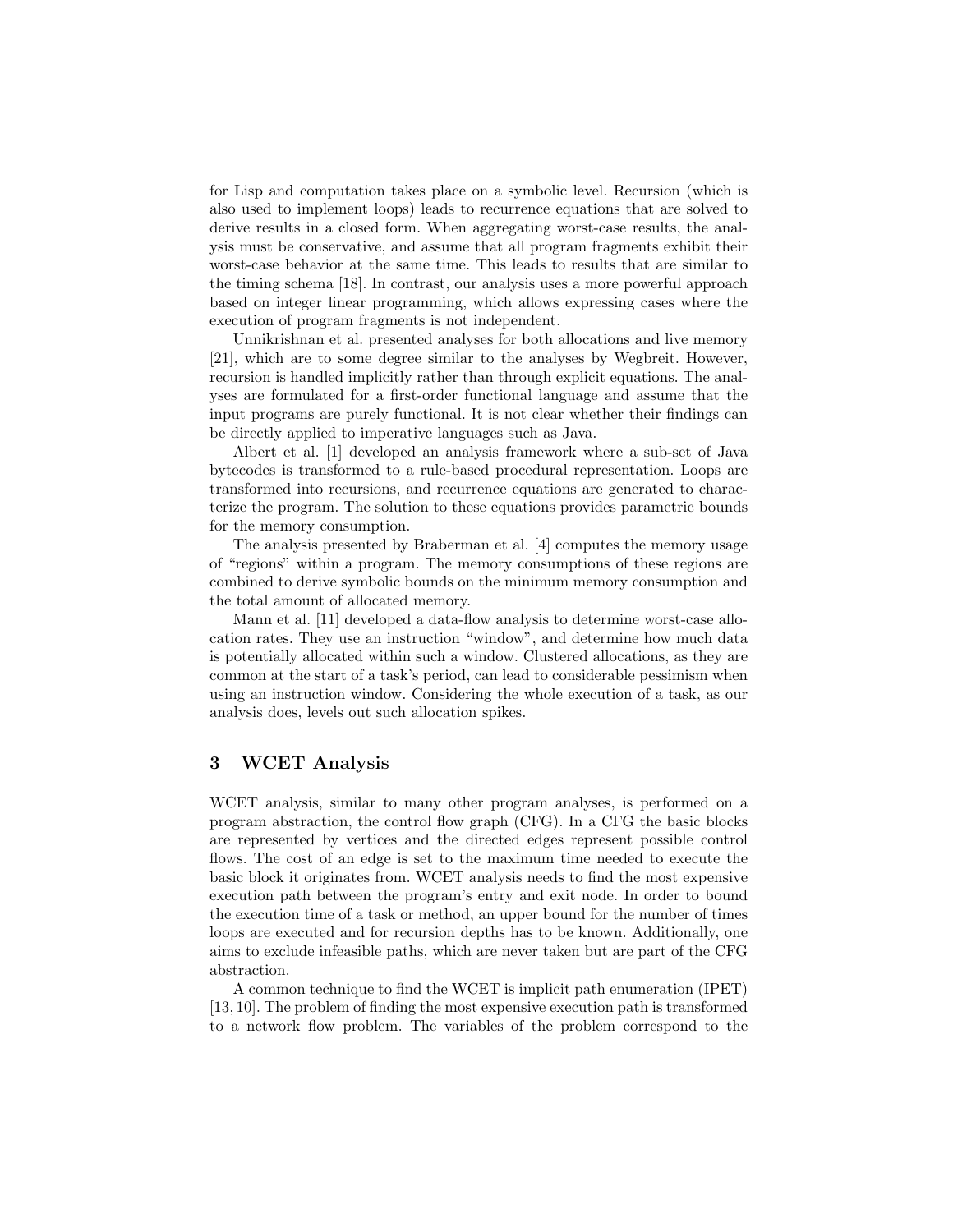for Lisp and computation takes place on a symbolic level. Recursion (which is also used to implement loops) leads to recurrence equations that are solved to derive results in a closed form. When aggregating worst-case results, the analysis must be conservative, and assume that all program fragments exhibit their worst-case behavior at the same time. This leads to results that are similar to the timing schema [18]. In contrast, our analysis uses a more powerful approach based on integer linear programming, which allows expressing cases where the execution of program fragments is not independent.

Unnikrishnan et al. presented analyses for both allocations and live memory [21], which are to some degree similar to the analyses by Wegbreit. However, recursion is handled implicitly rather than through explicit equations. The analyses are formulated for a first-order functional language and assume that the input programs are purely functional. It is not clear whether their findings can be directly applied to imperative languages such as Java.

Albert et al. [1] developed an analysis framework where a sub-set of Java bytecodes is transformed to a rule-based procedural representation. Loops are transformed into recursions, and recurrence equations are generated to characterize the program. The solution to these equations provides parametric bounds for the memory consumption.

The analysis presented by Braberman et al. [4] computes the memory usage of "regions" within a program. The memory consumptions of these regions are combined to derive symbolic bounds on the minimum memory consumption and the total amount of allocated memory.

Mann et al. [11] developed a data-flow analysis to determine worst-case allocation rates. They use an instruction "window", and determine how much data is potentially allocated within such a window. Clustered allocations, as they are common at the start of a task's period, can lead to considerable pessimism when using an instruction window. Considering the whole execution of a task, as our analysis does, levels out such allocation spikes.

## 3 WCET Analysis

WCET analysis, similar to many other program analyses, is performed on a program abstraction, the control flow graph (CFG). In a CFG the basic blocks are represented by vertices and the directed edges represent possible control flows. The cost of an edge is set to the maximum time needed to execute the basic block it originates from. WCET analysis needs to find the most expensive execution path between the program's entry and exit node. In order to bound the execution time of a task or method, an upper bound for the number of times loops are executed and for recursion depths has to be known. Additionally, one aims to exclude infeasible paths, which are never taken but are part of the CFG abstraction.

A common technique to find the WCET is implicit path enumeration (IPET) [13, 10]. The problem of finding the most expensive execution path is transformed to a network flow problem. The variables of the problem correspond to the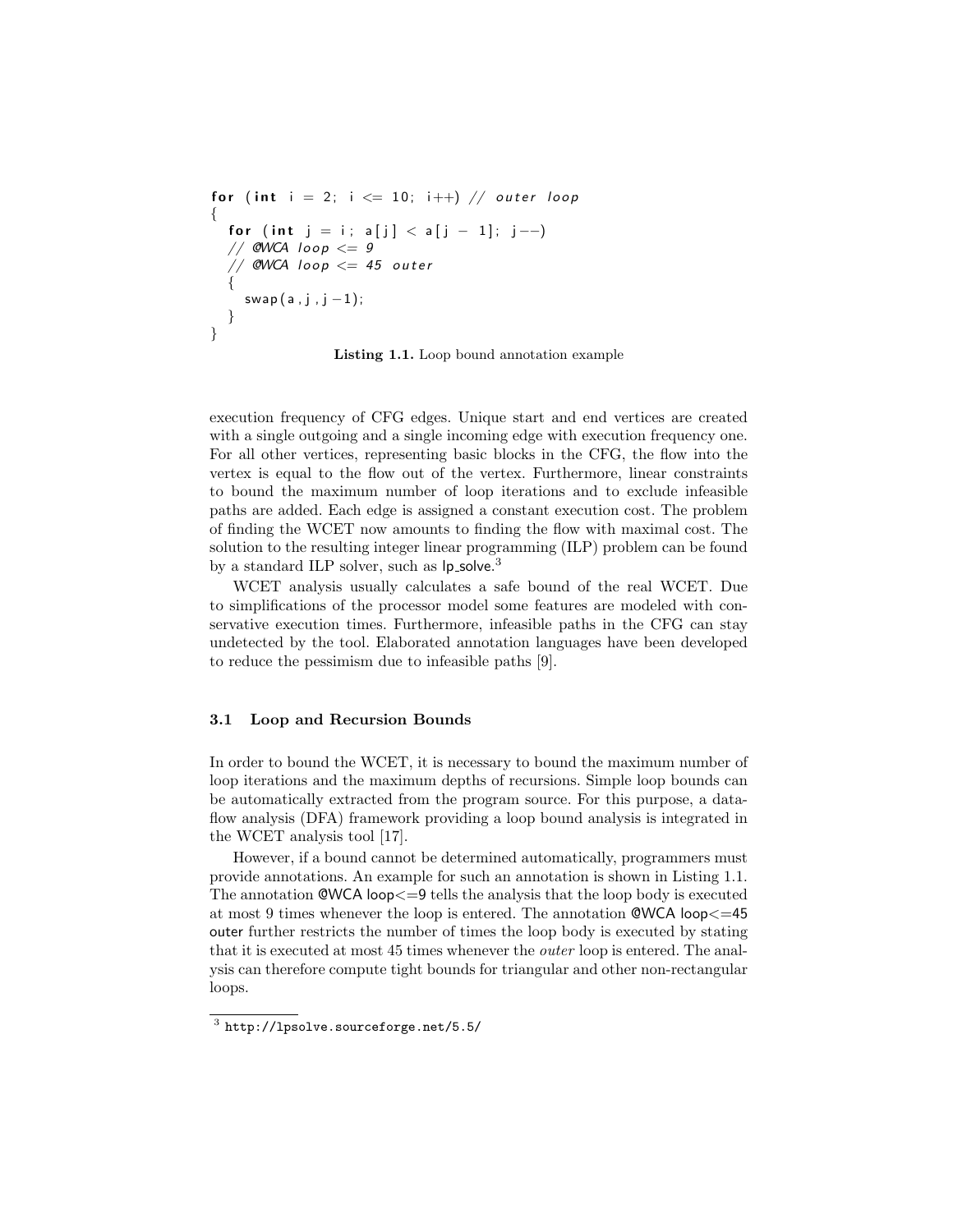```
for (int i = 2; i <= 10; i++) // outer loop
{
  for (int j = i; a[j] < a[j - 1]; j--)
  // @WCA loop <= 9
  // @WCA loop <= 45 outer
  {
    swap(a, j, j-1);
  }
}
```

**Listing 1.1.** Loop bound annotation example

execution frequency of CFG edges. Unique start and end vertices are created with a single outgoing and a single incoming edge with execution frequency one. For all other vertices, representing basic blocks in the CFG, the flow into the vertex is equal to the flow out of the vertex. Furthermore, linear constraints to bound the maximum number of loop iterations and to exclude infeasible paths are added. Each edge is assigned a constant execution cost. The problem of finding the WCET now amounts to finding the flow with maximal cost. The solution to the resulting integer linear programming (ILP) problem can be found by a standard ILP solver, such as lp_solve.[3]

WCET analysis usually calculates a safe bound of the real WCET. Due to simplifications of the processor model some features are modeled with conservative execution times. Furthermore, infeasible paths in the CFG can stay undetected by the tool. Elaborated annotation languages have been developed to reduce the pessimism due to infeasible paths [9].

### 3.1 Loop and Recursion Bounds

In order to bound the WCET, it is necessary to bound the maximum number of loop iterations and the maximum depths of recursions. Simple loop bounds can be automatically extracted from the program source. For this purpose, a data-flow analysis (DFA) framework providing a loop bound analysis is integrated in the WCET analysis tool [17].

However, if a bound cannot be determined automatically, programmers must provide annotations. An example for such an annotation is shown in Listing 1.1. The annotation @WCA loop<=9 tells the analysis that the loop body is executed at most 9 times whenever the loop is entered. The annotation @WCA loop<=45 outer further restricts the number of times the loop body is executed by stating that it is executed at most 45 times whenever the *outer* loop is entered. The analysis can therefore compute tight bounds for triangular and other non-rectangular loops.

[3] http://lpsolve.sourceforge.net/5.5/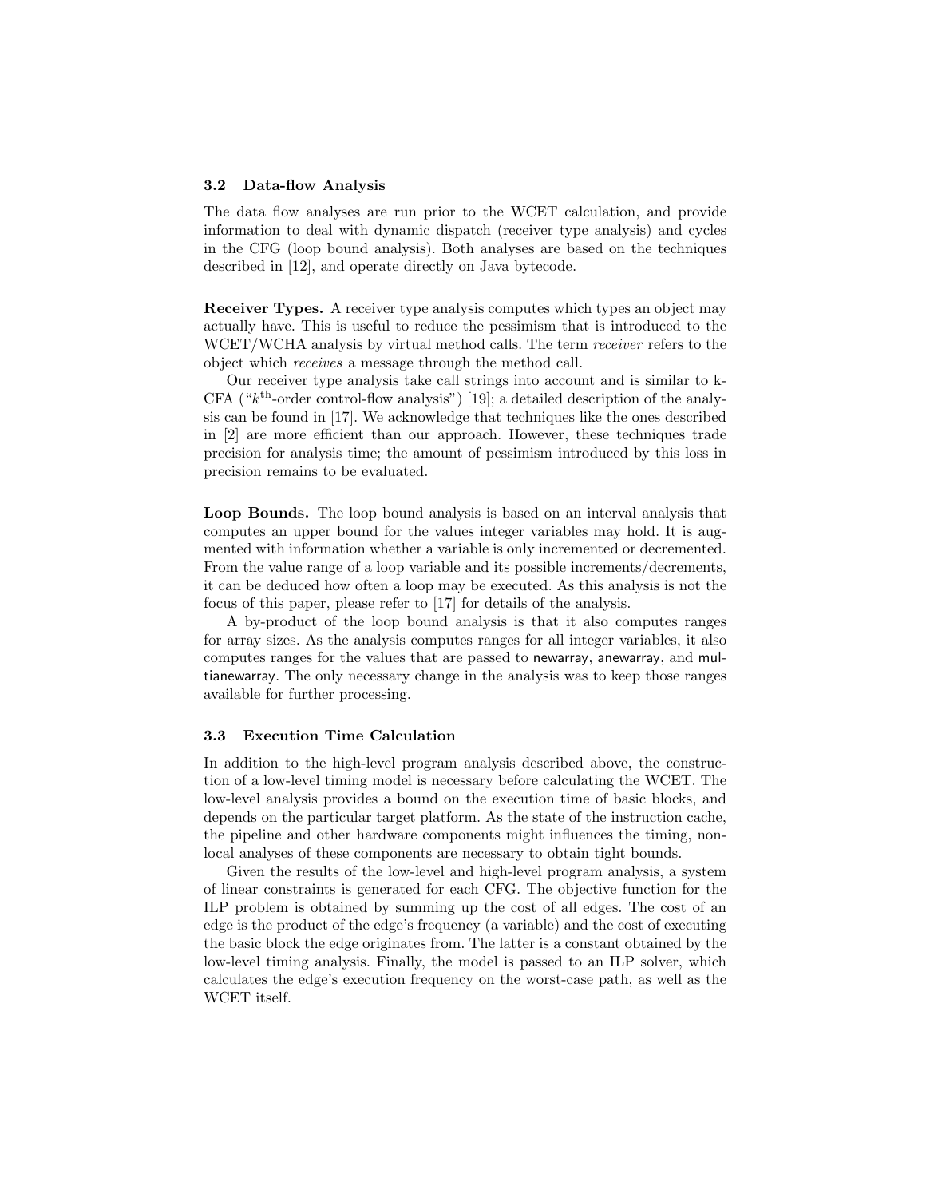### 3.2 Data-flow Analysis

The data flow analyses are run prior to the WCET calculation, and provide information to deal with dynamic dispatch (receiver type analysis) and cycles in the CFG (loop bound analysis). Both analyses are based on the techniques described in [12], and operate directly on Java bytecode.

**Receiver Types.** A receiver type analysis computes which types an object may actually have. This is useful to reduce the pessimism that is introduced to the WCET/WCHA analysis by virtual method calls. The term *receiver* refers to the object which *receives* a message through the method call.

Our receiver type analysis take call strings into account and is similar to k-CFA ("$k^{\text{th}}$-order control-flow analysis") [19]; a detailed description of the analysis can be found in [17]. We acknowledge that techniques like the ones described in [2] are more efficient than our approach. However, these techniques trade precision for analysis time; the amount of pessimism introduced by this loss in precision remains to be evaluated.

**Loop Bounds.** The loop bound analysis is based on an interval analysis that computes an upper bound for the values integer variables may hold. It is augmented with information whether a variable is only incremented or decremented. From the value range of a loop variable and its possible increments/decrements, it can be deduced how often a loop may be executed. As this analysis is not the focus of this paper, please refer to [17] for details of the analysis.

A by-product of the loop bound analysis is that it also computes ranges for array sizes. As the analysis computes ranges for all integer variables, it also computes ranges for the values that are passed to newarray, anewarray, and multianewarray. The only necessary change in the analysis was to keep those ranges available for further processing.

### 3.3 Execution Time Calculation

In addition to the high-level program analysis described above, the construction of a low-level timing model is necessary before calculating the WCET. The low-level analysis provides a bound on the execution time of basic blocks, and depends on the particular target platform. As the state of the instruction cache, the pipeline and other hardware components might influences the timing, non-local analyses of these components are necessary to obtain tight bounds.

Given the results of the low-level and high-level program analysis, a system of linear constraints is generated for each CFG. The objective function for the ILP problem is obtained by summing up the cost of all edges. The cost of an edge is the product of the edge's frequency (a variable) and the cost of executing the basic block the edge originates from. The latter is a constant obtained by the low-level timing analysis. Finally, the model is passed to an ILP solver, which calculates the edge's execution frequency on the worst-case path, as well as the WCET itself.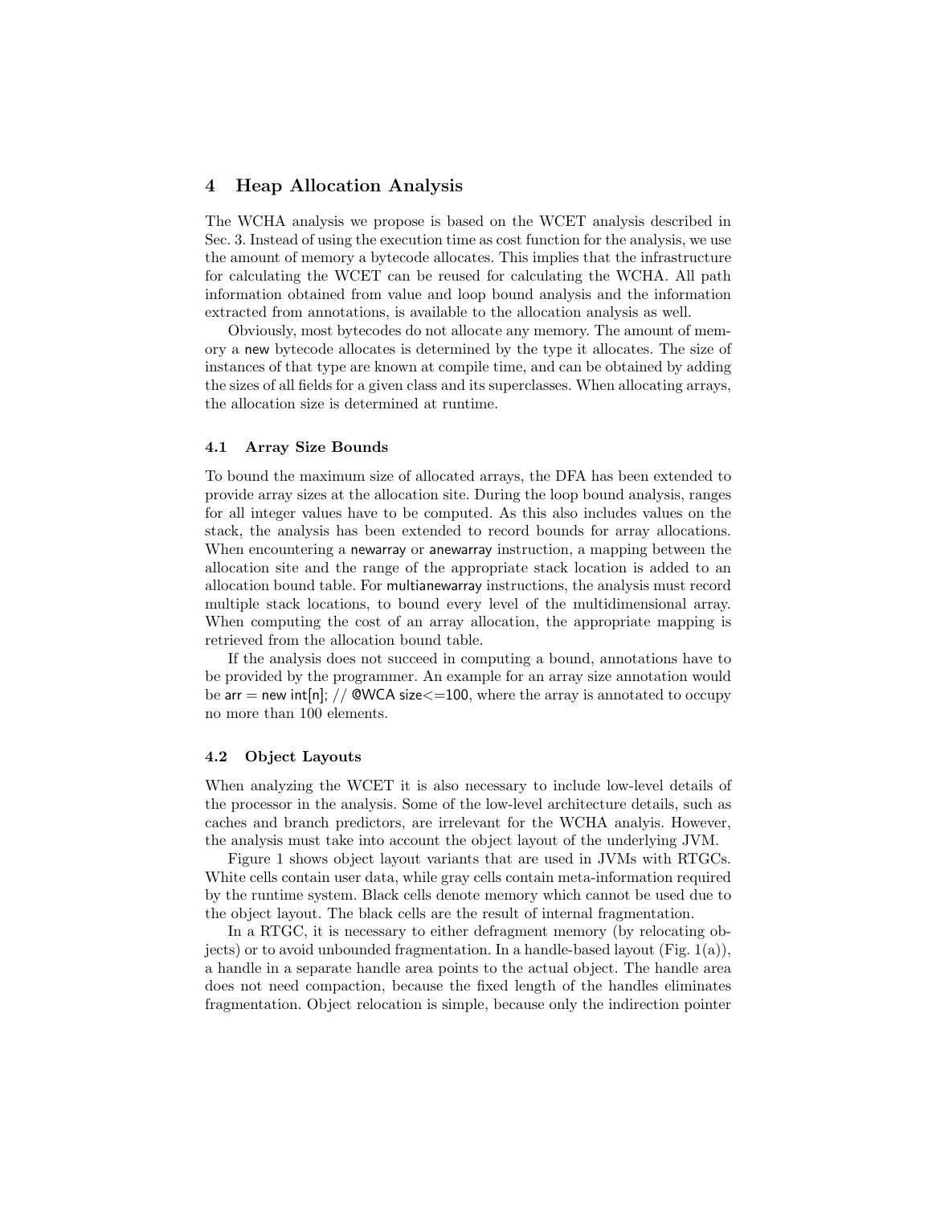## 4 Heap Allocation Analysis

The WCHA analysis we propose is based on the WCET analysis described in Sec. 3. Instead of using the execution time as cost function for the analysis, we use the amount of memory a bytecode allocates. This implies that the infrastructure for calculating the WCET can be reused for calculating the WCHA. All path information obtained from value and loop bound analysis and the information extracted from annotations, is available to the allocation analysis as well.

Obviously, most bytecodes do not allocate any memory. The amount of memory a new bytecode allocates is determined by the type it allocates. The size of instances of that type are known at compile time, and can be obtained by adding the sizes of all fields for a given class and its superclasses. When allocating arrays, the allocation size is determined at runtime.

### 4.1 Array Size Bounds

To bound the maximum size of allocated arrays, the DFA has been extended to provide array sizes at the allocation site. During the loop bound analysis, ranges for all integer values have to be computed. As this also includes values on the stack, the analysis has been extended to record bounds for array allocations. When encountering a newarray or anewarray instruction, a mapping between the allocation site and the range of the appropriate stack location is added to an allocation bound table. For multianewarray instructions, the analysis must record multiple stack locations, to bound every level of the multidimensional array. When computing the cost of an array allocation, the appropriate mapping is retrieved from the allocation bound table.

If the analysis does not succeed in computing a bound, annotations have to be provided by the programmer. An example for an array size annotation would be arr = new int[n]; // @WCA size<=100, where the array is annotated to occupy no more than 100 elements.

### 4.2 Object Layouts

When analyzing the WCET it is also necessary to include low-level details of the processor in the analysis. Some of the low-level architecture details, such as caches and branch predictors, are irrelevant for the WCHA analyis. However, the analysis must take into account the object layout of the underlying JVM.

Figure 1 shows object layout variants that are used in JVMs with RTGCs. White cells contain user data, while gray cells contain meta-information required by the runtime system. Black cells denote memory which cannot be used due to the object layout. The black cells are the result of internal fragmentation.

In a RTGC, it is necessary to either defragment memory (by relocating objects) or to avoid unbounded fragmentation. In a handle-based layout (Fig. 1(a)), a handle in a separate handle area points to the actual object. The handle area does not need compaction, because the fixed length of the handles eliminates fragmentation. Object relocation is simple, because only the indirection pointer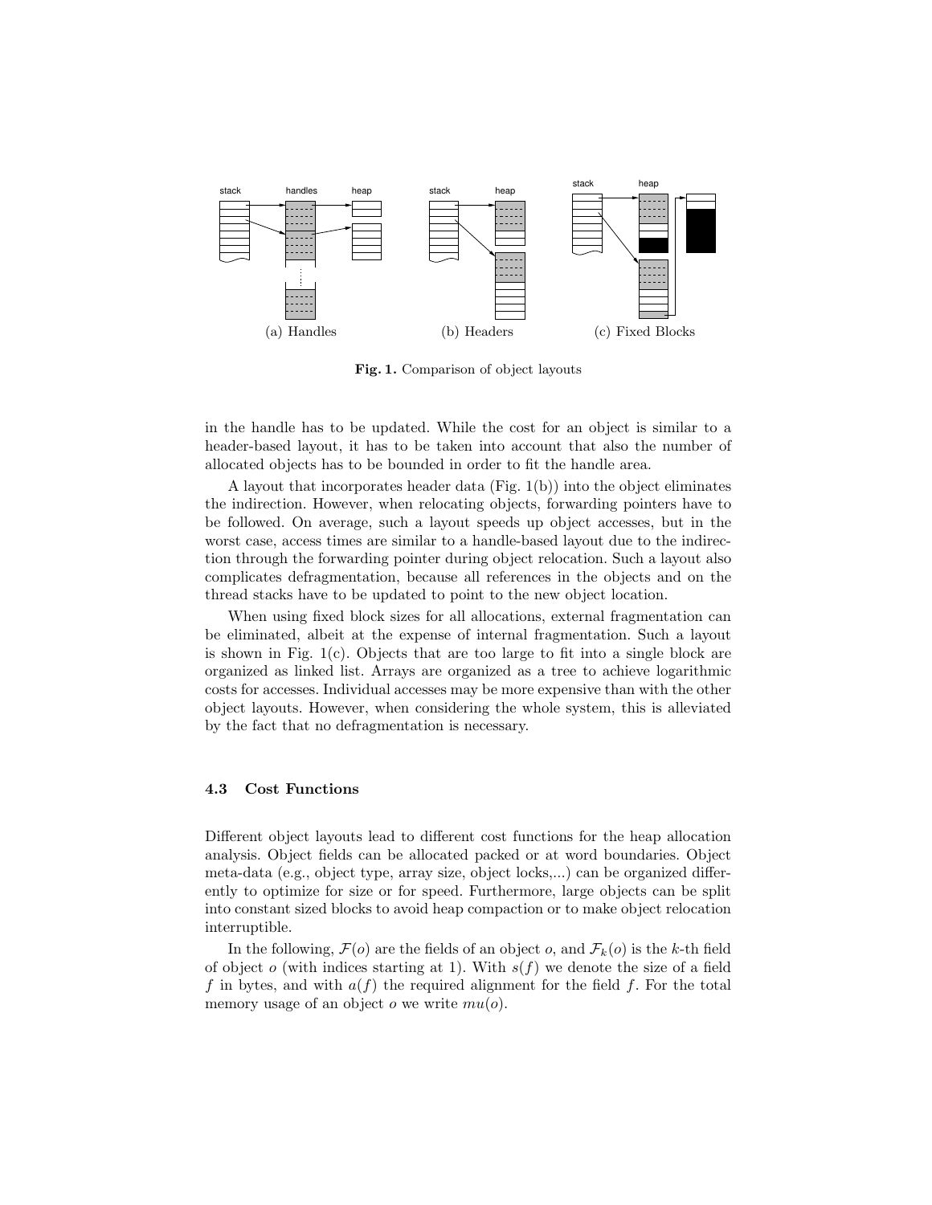(a) Handles (b) Headers (c) Fixed Blocks

**Fig. 1.** Comparison of object layouts

in the handle has to be updated. While the cost for an object is similar to a header-based layout, it has to be taken into account that also the number of allocated objects has to be bounded in order to fit the handle area.

A layout that incorporates header data (Fig. 1(b)) into the object eliminates the indirection. However, when relocating objects, forwarding pointers have to be followed. On average, such a layout speeds up object accesses, but in the worst case, access times are similar to a handle-based layout due to the indirection through the forwarding pointer during object relocation. Such a layout also complicates defragmentation, because all references in the objects and on the thread stacks have to be updated to point to the new object location.

When using fixed block sizes for all allocations, external fragmentation can be eliminated, albeit at the expense of internal fragmentation. Such a layout is shown in Fig. 1(c). Objects that are too large to fit into a single block are organized as linked list. Arrays are organized as a tree to achieve logarithmic costs for accesses. Individual accesses may be more expensive than with the other object layouts. However, when considering the whole system, this is alleviated by the fact that no defragmentation is necessary.

### 4.3 Cost Functions

Different object layouts lead to different cost functions for the heap allocation analysis. Object fields can be allocated packed or at word boundaries. Object meta-data (e.g., object type, array size, object locks,...) can be organized differently to optimize for size or for speed. Furthermore, large objects can be split into constant sized blocks to avoid heap compaction or to make object relocation interruptible.

In the following, $\mathcal{F}(o)$ are the fields of an object $o$, and $\mathcal{F}_k(o)$ is the $k$-th field of object $o$ (with indices starting at 1). With $s(f)$ we denote the size of a field $f$ in bytes, and with $a(f)$ the required alignment for the field $f$. For the total memory usage of an object $o$ we write $mu(o)$.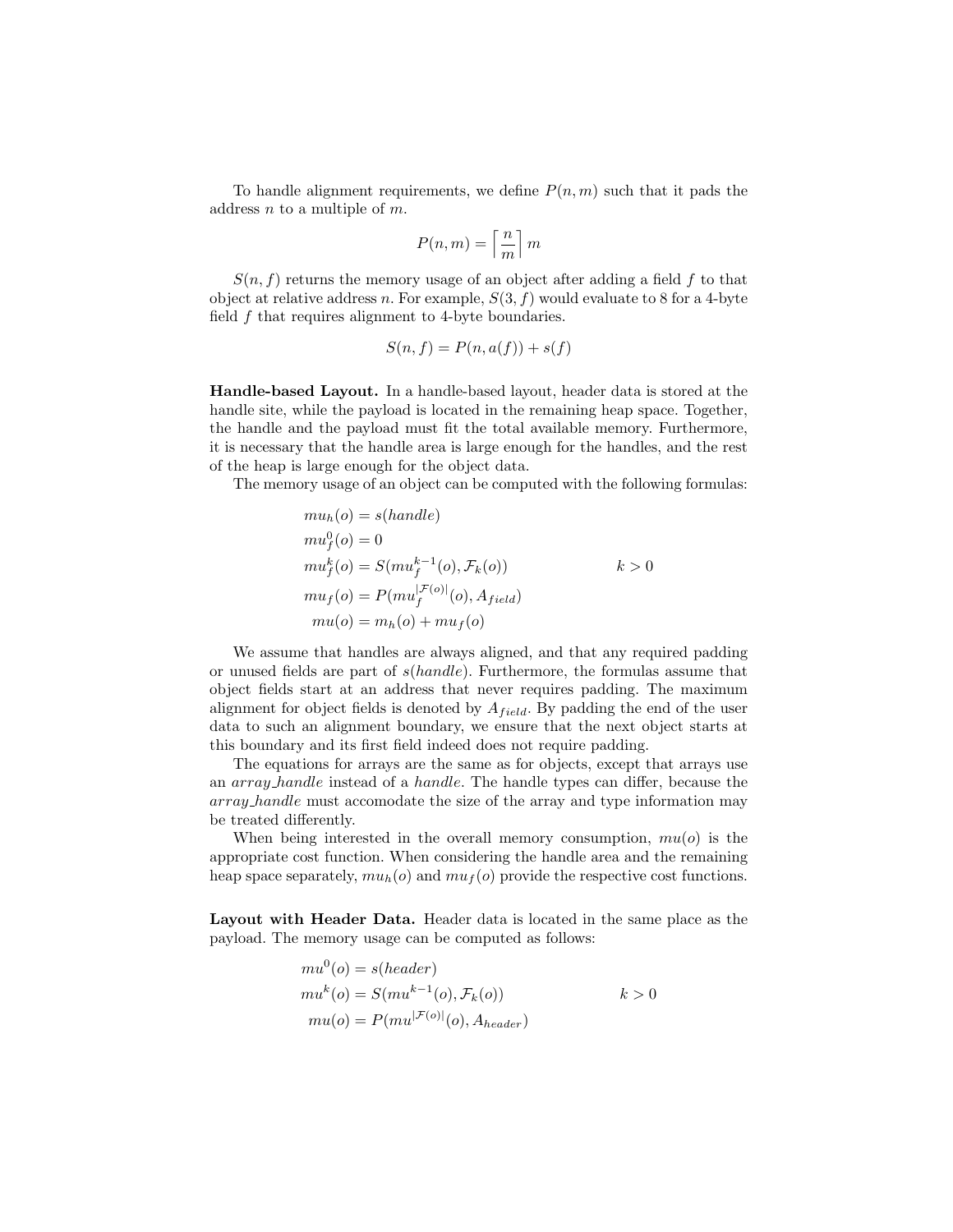To handle alignment requirements, we define $P(n, m)$ such that it pads the address $n$ to a multiple of $m$.

$$P(n, m) = \left\lceil \frac{n}{m} \right\rceil m$$

$S(n, f)$ returns the memory usage of an object after adding a field $f$ to that object at relative address $n$. For example, $S(3, f)$ would evaluate to 8 for a 4-byte field $f$ that requires alignment to 4-byte boundaries.

$$S(n, f) = P(n, a(f)) + s(f)$$

**Handle-based Layout.** In a handle-based layout, header data is stored at the handle site, while the payload is located in the remaining heap space. Together, the handle and the payload must fit the total available memory. Furthermore, it is necessary that the handle area is large enough for the handles, and the rest of the heap is large enough for the object data.

The memory usage of an object can be computed with the following formulas:

$$
\begin{aligned}
mu_h(o) &= s(handle) \\
mu_f^0(o) &= 0 \\
mu_f^k(o) &= S(mu_f^{k-1}(o), \mathcal{F}_k(o)) \qquad\qquad k > 0 \\
mu_f(o) &= P(mu_f^{|\mathcal{F}(o)|}(o), A_{field}) \\
mu(o) &= m_h(o) + mu_f(o)
\end{aligned}
$$

We assume that handles are always aligned, and that any required padding or unused fields are part of $s(handle)$. Furthermore, the formulas assume that object fields start at an address that never requires padding. The maximum alignment for object fields is denoted by $A_{field}$. By padding the end of the user data to such an alignment boundary, we ensure that the next object starts at this boundary and its first field indeed does not require padding.

The equations for arrays are the same as for objects, except that arrays use an *array_handle* instead of a *handle*. The handle types can differ, because the *array_handle* must accomodate the size of the array and type information may be treated differently.

When being interested in the overall memory consumption, $mu(o)$ is the appropriate cost function. When considering the handle area and the remaining heap space separately, $mu_h(o)$ and $mu_f(o)$ provide the respective cost functions.

**Layout with Header Data.** Header data is located in the same place as the payload. The memory usage can be computed as follows:

$$
\begin{aligned}
mu^0(o) &= s(header) \\
mu^k(o) &= S(mu^{k-1}(o), \mathcal{F}_k(o)) \qquad\qquad k > 0 \\
mu(o) &= P(mu^{|\mathcal{F}(o)|}(o), A_{header})
\end{aligned}
$$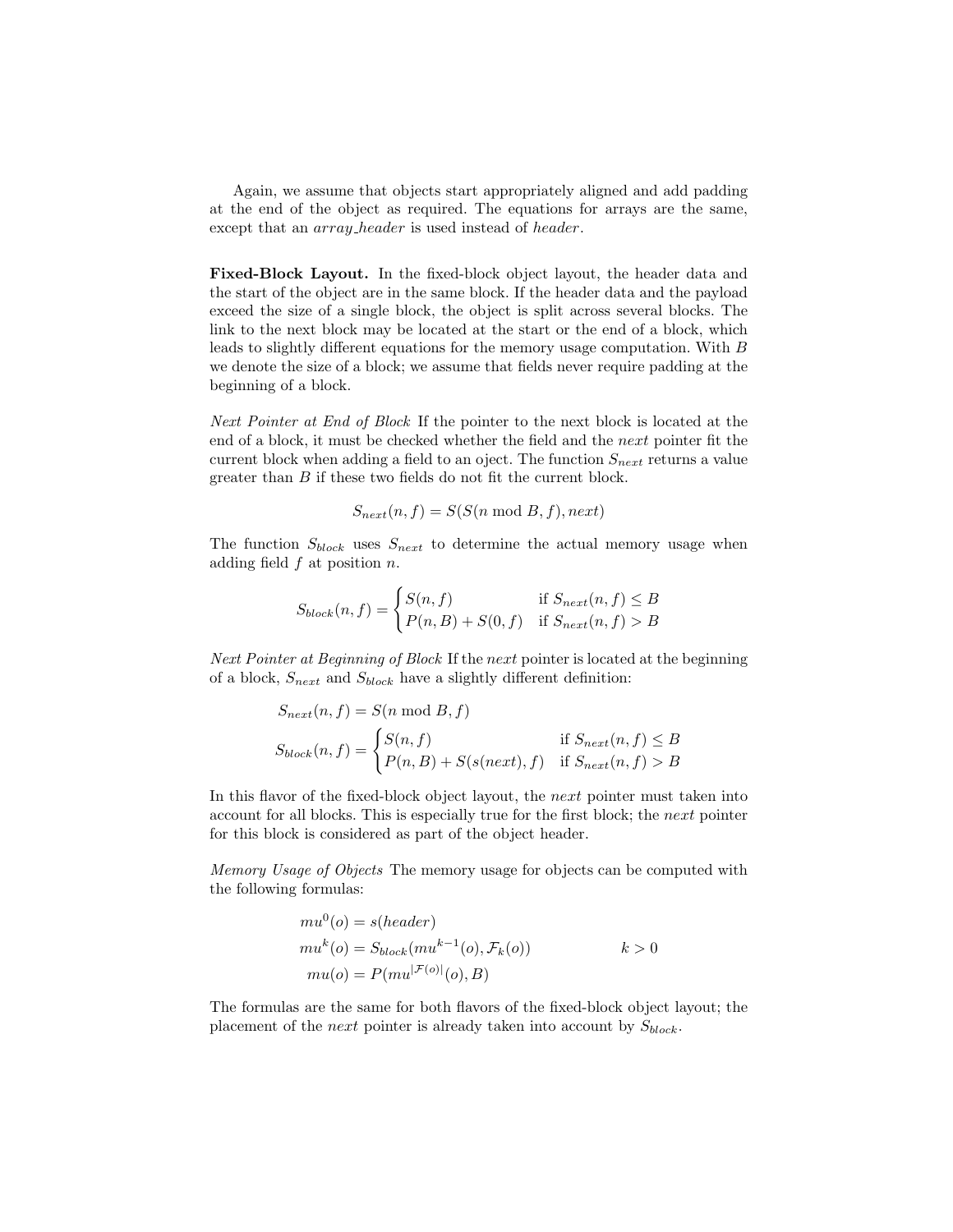Again, we assume that objects start appropriately aligned and add padding at the end of the object as required. The equations for arrays are the same, except that an *array_header* is used instead of *header*.

**Fixed-Block Layout.** In the fixed-block object layout, the header data and the start of the object are in the same block. If the header data and the payload exceed the size of a single block, the object is split across several blocks. The link to the next block may be located at the start or the end of a block, which leads to slightly different equations for the memory usage computation. With $B$ we denote the size of a block; we assume that fields never require padding at the beginning of a block.

*Next Pointer at End of Block* If the pointer to the next block is located at the end of a block, it must be checked whether the field and the *next* pointer fit the current block when adding a field to an oject. The function $S_{next}$ returns a value greater than $B$ if these two fields do not fit the current block.

$$S_{next}(n, f) = S(S(n \bmod B, f), next)$$

The function $S_{block}$ uses $S_{next}$ to determine the actual memory usage when adding field $f$ at position $n$.

$$S_{block}(n, f) = \begin{cases} S(n, f) & \text{if } S_{next}(n, f) \leq B \\ P(n, B) + S(0, f) & \text{if } S_{next}(n, f) > B \end{cases}$$

*Next Pointer at Beginning of Block* If the *next* pointer is located at the beginning of a block, $S_{next}$ and $S_{block}$ have a slightly different definition:

$$S_{next}(n, f) = S(n \bmod B, f)$$

$$S_{block}(n, f) = \begin{cases} S(n, f) & \text{if } S_{next}(n, f) \leq B \\ P(n, B) + S(s(next), f) & \text{if } S_{next}(n, f) > B \end{cases}$$

In this flavor of the fixed-block object layout, the *next* pointer must taken into account for all blocks. This is especially true for the first block; the *next* pointer for this block is considered as part of the object header.

*Memory Usage of Objects* The memory usage for objects can be computed with the following formulas:

$$\begin{aligned} mu^0(o) &= s(header) \\ mu^k(o) &= S_{block}(mu^{k-1}(o), \mathcal{F}_k(o)) \qquad\qquad k > 0 \\ mu(o) &= P(mu^{|\mathcal{F}(o)|}(o), B) \end{aligned}$$

The formulas are the same for both flavors of the fixed-block object layout; the placement of the *next* pointer is already taken into account by $S_{block}$.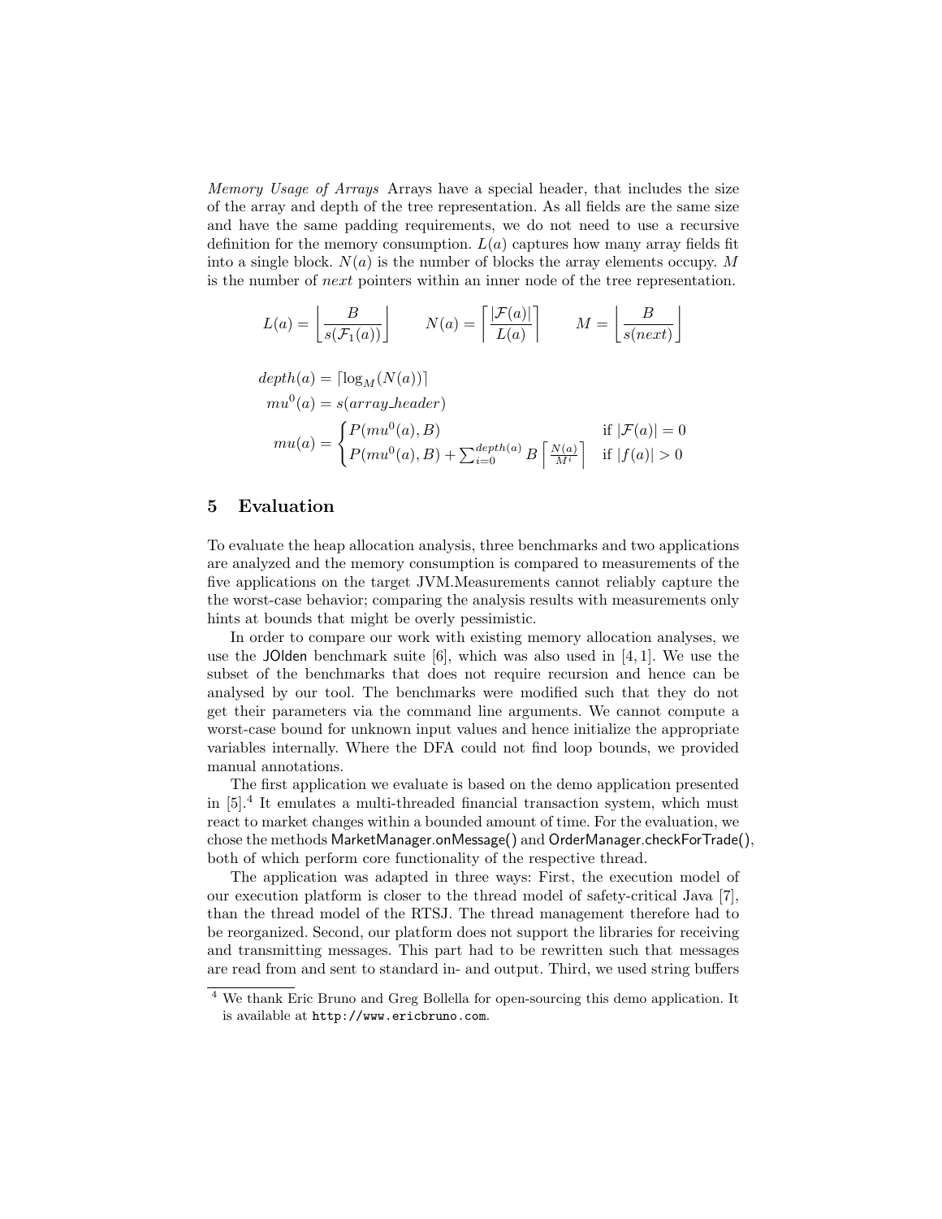*Memory Usage of Arrays* Arrays have a special header, that includes the size of the array and depth of the tree representation. As all fields are the same size and have the same padding requirements, we do not need to use a recursive definition for the memory consumption. $L(a)$ captures how many array fields fit into a single block. $N(a)$ is the number of blocks the array elements occupy. $M$ is the number of *next* pointers within an inner node of the tree representation.

$$L(a) = \left\lfloor \frac{B}{s(\mathcal{F}_1(a))} \right\rfloor \qquad N(a) = \left\lceil \frac{|\mathcal{F}(a)|}{L(a)} \right\rceil \qquad M = \left\lfloor \frac{B}{s(next)} \right\rfloor$$

$$depth(a) = \lceil \log_M(N(a)) \rceil$$

$$mu^0(a) = s(array\_header)$$

$$mu(a) = \begin{cases} P(mu^0(a), B) & \text{if } |\mathcal{F}(a)| = 0 \\ P(mu^0(a), B) + \sum_{i=0}^{depth(a)} B \left\lceil \frac{N(a)}{M^i} \right\rceil & \text{if } |f(a)| > 0 \end{cases}$$

## 5 Evaluation

To evaluate the heap allocation analysis, three benchmarks and two applications are analyzed and the memory consumption is compared to measurements of the five applications on the target JVM.Measurements cannot reliably capture the the worst-case behavior; comparing the analysis results with measurements only hints at bounds that might be overly pessimistic.

In order to compare our work with existing memory allocation analyses, we use the JOlden benchmark suite [6], which was also used in [4, 1]. We use the subset of the benchmarks that does not require recursion and hence can be analysed by our tool. The benchmarks were modified such that they do not get their parameters via the command line arguments. We cannot compute a worst-case bound for unknown input values and hence initialize the appropriate variables internally. Where the DFA could not find loop bounds, we provided manual annotations.

The first application we evaluate is based on the demo application presented in [5].[4] It emulates a multi-threaded financial transaction system, which must react to market changes within a bounded amount of time. For the evaluation, we chose the methods MarketManager.onMessage() and OrderManager.checkForTrade(), both of which perform core functionality of the respective thread.

The application was adapted in three ways: First, the execution model of our execution platform is closer to the thread model of safety-critical Java [7], than the thread model of the RTSJ. The thread management therefore had to be reorganized. Second, our platform does not support the libraries for receiving and transmitting messages. This part had to be rewritten such that messages are read from and sent to standard in- and output. Third, we used string buffers

[4] We thank Eric Bruno and Greg Bollella for open-sourcing this demo application. It is available at `http://www.ericbruno.com`.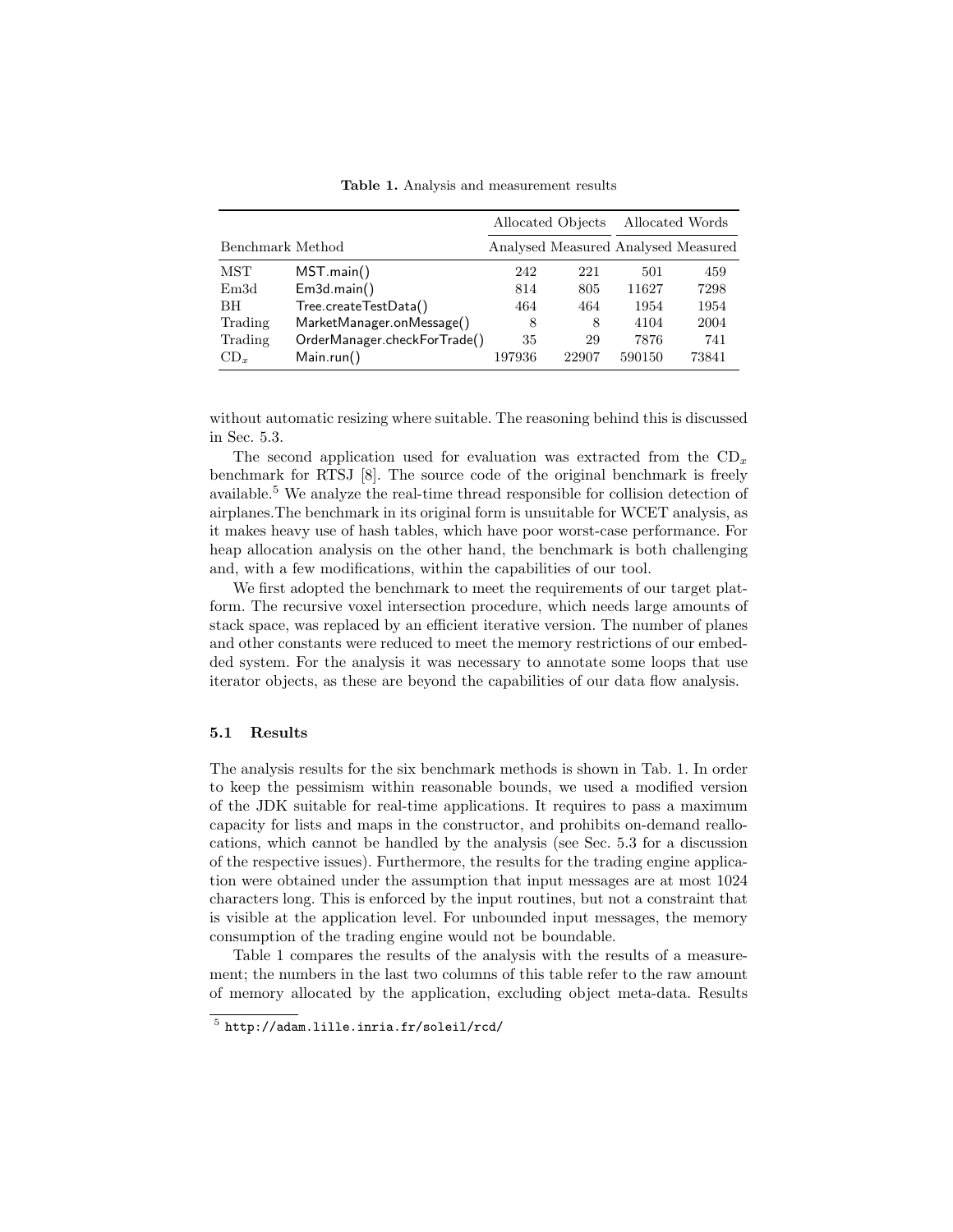**Table 1.** Analysis and measurement results

| | | Allocated Objects | | Allocated Words | |
|---|---|---|---|---|---|
| Benchmark | Method | Analysed | Measured | Analysed | Measured |
| MST | MST.main() | 242 | 221 | 501 | 459 |
| Em3d | Em3d.main() | 814 | 805 | 11627 | 7298 |
| BH | Tree.createTestData() | 464 | 464 | 1954 | 1954 |
| Trading | MarketManager.onMessage() | 8 | 8 | 4104 | 2004 |
| Trading | OrderManager.checkForTrade() | 35 | 29 | 7876 | 741 |
| $CD_x$ | Main.run() | 197936 | 22907 | 590150 | 73841 |

without automatic resizing where suitable. The reasoning behind this is discussed in Sec. 5.3.

The second application used for evaluation was extracted from the $CD_x$ benchmark for RTSJ [8]. The source code of the original benchmark is freely available.[5] We analyze the real-time thread responsible for collision detection of airplanes.The benchmark in its original form is unsuitable for WCET analysis, as it makes heavy use of hash tables, which have poor worst-case performance. For heap allocation analysis on the other hand, the benchmark is both challenging and, with a few modifications, within the capabilities of our tool.

We first adopted the benchmark to meet the requirements of our target platform. The recursive voxel intersection procedure, which needs large amounts of stack space, was replaced by an efficient iterative version. The number of planes and other constants were reduced to meet the memory restrictions of our embedded system. For the analysis it was necessary to annotate some loops that use iterator objects, as these are beyond the capabilities of our data flow analysis.

### 5.1 Results

The analysis results for the six benchmark methods is shown in Tab. 1. In order to keep the pessimism within reasonable bounds, we used a modified version of the JDK suitable for real-time applications. It requires to pass a maximum capacity for lists and maps in the constructor, and prohibits on-demand reallocations, which cannot be handled by the analysis (see Sec. 5.3 for a discussion of the respective issues). Furthermore, the results for the trading engine application were obtained under the assumption that input messages are at most 1024 characters long. This is enforced by the input routines, but not a constraint that is visible at the application level. For unbounded input messages, the memory consumption of the trading engine would not be boundable.

Table 1 compares the results of the analysis with the results of a measurement; the numbers in the last two columns of this table refer to the raw amount of memory allocated by the application, excluding object meta-data. Results

[5] http://adam.lille.inria.fr/soleil/rcd/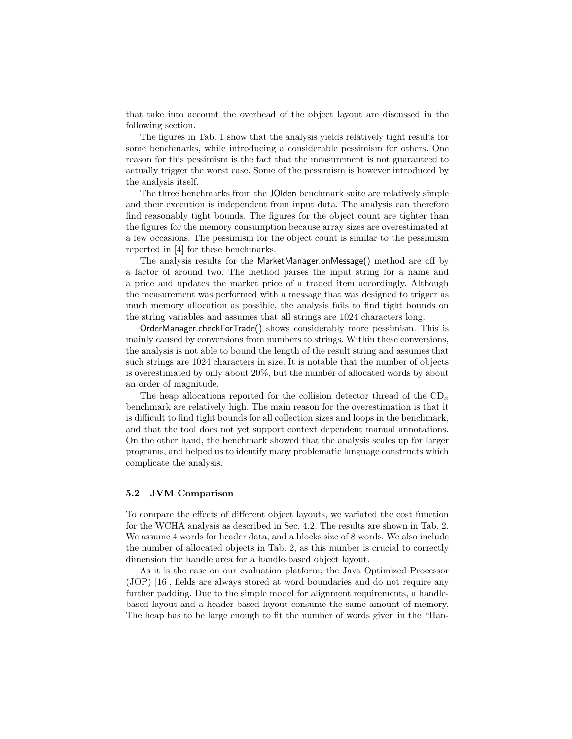that take into account the overhead of the object layout are discussed in the following section.

The figures in Tab. 1 show that the analysis yields relatively tight results for some benchmarks, while introducing a considerable pessimism for others. One reason for this pessimism is the fact that the measurement is not guaranteed to actually trigger the worst case. Some of the pessimism is however introduced by the analysis itself.

The three benchmarks from the JOlden benchmark suite are relatively simple and their execution is independent from input data. The analysis can therefore find reasonably tight bounds. The figures for the object count are tighter than the figures for the memory consumption because array sizes are overestimated at a few occasions. The pessimism for the object count is similar to the pessimism reported in [4] for these benchmarks.

The analysis results for the MarketManager.onMessage() method are off by a factor of around two. The method parses the input string for a name and a price and updates the market price of a traded item accordingly. Although the measurement was performed with a message that was designed to trigger as much memory allocation as possible, the analysis fails to find tight bounds on the string variables and assumes that all strings are 1024 characters long.

OrderManager.checkForTrade() shows considerably more pessimism. This is mainly caused by conversions from numbers to strings. Within these conversions, the analysis is not able to bound the length of the result string and assumes that such strings are 1024 characters in size. It is notable that the number of objects is overestimated by only about 20%, but the number of allocated words by about an order of magnitude.

The heap allocations reported for the collision detector thread of the $CD_x$ benchmark are relatively high. The main reason for the overestimation is that it is difficult to find tight bounds for all collection sizes and loops in the benchmark, and that the tool does not yet support context dependent manual annotations. On the other hand, the benchmark showed that the analysis scales up for larger programs, and helped us to identify many problematic language constructs which complicate the analysis.

### 5.2 JVM Comparison

To compare the effects of different object layouts, we variated the cost function for the WCHA analysis as described in Sec. 4.2. The results are shown in Tab. 2. We assume 4 words for header data, and a blocks size of 8 words. We also include the number of allocated objects in Tab. 2, as this number is crucial to correctly dimension the handle area for a handle-based object layout.

As it is the case on our evaluation platform, the Java Optimized Processor (JOP) [16], fields are always stored at word boundaries and do not require any further padding. Due to the simple model for alignment requirements, a handle-based layout and a header-based layout consume the same amount of memory. The heap has to be large enough to fit the number of words given in the "Han-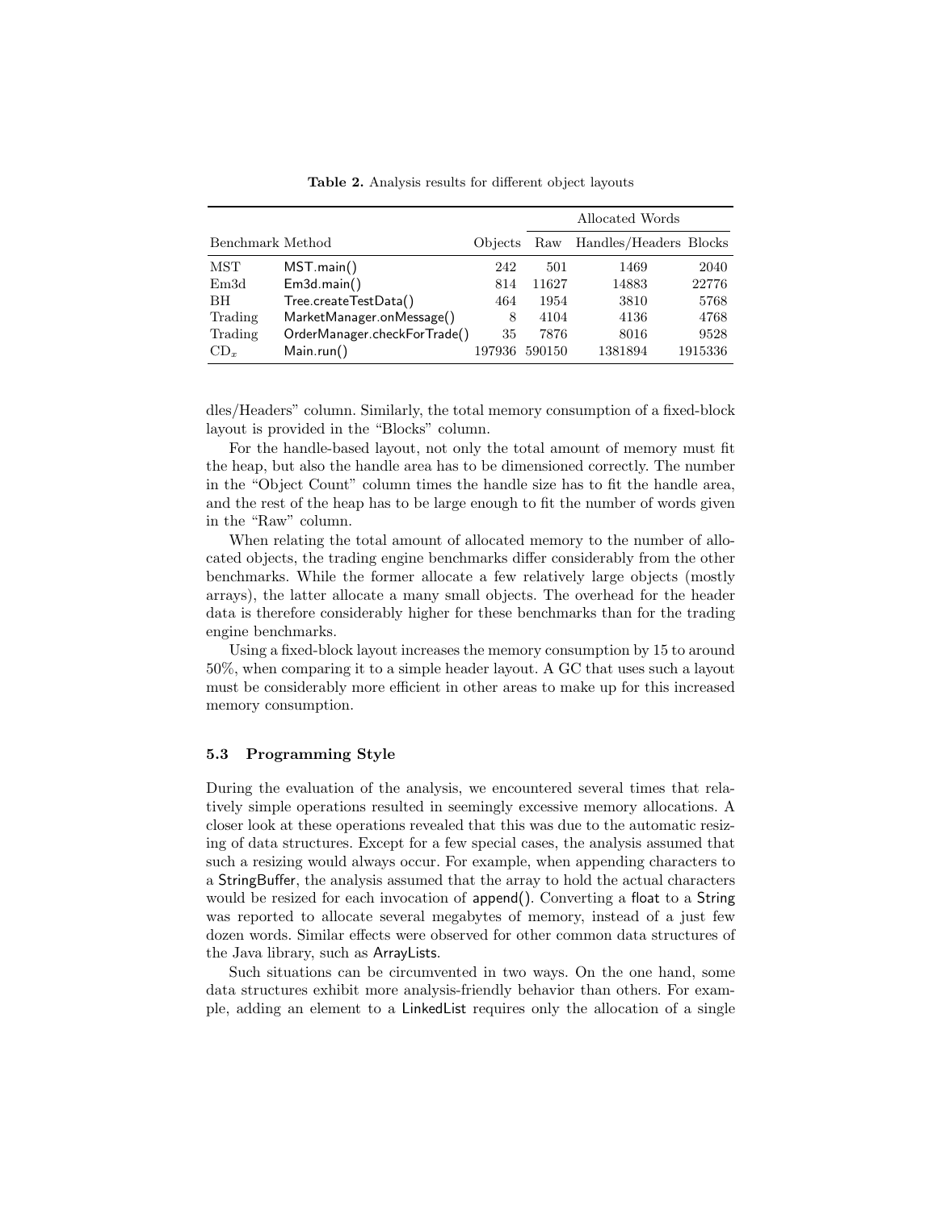**Table 2.** Analysis results for different object layouts

| | | | Allocated Words | | |
|---|---|---|---|---|---|
| Benchmark | Method | Objects | Raw | Handles/Headers | Blocks |
| MST | MST.main() | 242 | 501 | 1469 | 2040 |
| Em3d | Em3d.main() | 814 | 11627 | 14883 | 22776 |
| BH | Tree.createTestData() | 464 | 1954 | 3810 | 5768 |
| Trading | MarketManager.onMessage() | 8 | 4104 | 4136 | 4768 |
| Trading | OrderManager.checkForTrade() | 35 | 7876 | 8016 | 9528 |
| $CD_x$ | Main.run() | 197936 | 590150 | 1381894 | 1915336 |

dles/Headers" column. Similarly, the total memory consumption of a fixed-block layout is provided in the "Blocks" column.

For the handle-based layout, not only the total amount of memory must fit the heap, but also the handle area has to be dimensioned correctly. The number in the "Object Count" column times the handle size has to fit the handle area, and the rest of the heap has to be large enough to fit the number of words given in the "Raw" column.

When relating the total amount of allocated memory to the number of allocated objects, the trading engine benchmarks differ considerably from the other benchmarks. While the former allocate a few relatively large objects (mostly arrays), the latter allocate a many small objects. The overhead for the header data is therefore considerably higher for these benchmarks than for the trading engine benchmarks.

Using a fixed-block layout increases the memory consumption by 15 to around 50%, when comparing it to a simple header layout. A GC that uses such a layout must be considerably more efficient in other areas to make up for this increased memory consumption.

### 5.3 Programming Style

During the evaluation of the analysis, we encountered several times that relatively simple operations resulted in seemingly excessive memory allocations. A closer look at these operations revealed that this was due to the automatic resizing of data structures. Except for a few special cases, the analysis assumed that such a resizing would always occur. For example, when appending characters to a StringBuffer, the analysis assumed that the array to hold the actual characters would be resized for each invocation of append(). Converting a float to a String was reported to allocate several megabytes of memory, instead of a just few dozen words. Similar effects were observed for other common data structures of the Java library, such as ArrayLists.

Such situations can be circumvented in two ways. On the one hand, some data structures exhibit more analysis-friendly behavior than others. For example, adding an element to a LinkedList requires only the allocation of a single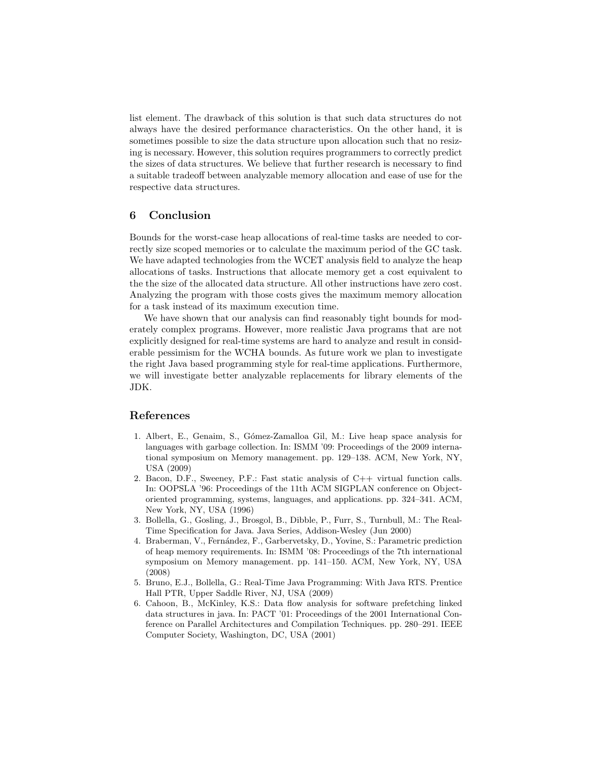list element. The drawback of this solution is that such data structures do not always have the desired performance characteristics. On the other hand, it is sometimes possible to size the data structure upon allocation such that no resizing is necessary. However, this solution requires programmers to correctly predict the sizes of data structures. We believe that further research is necessary to find a suitable tradeoff between analyzable memory allocation and ease of use for the respective data structures.

## 6 Conclusion

Bounds for the worst-case heap allocations of real-time tasks are needed to correctly size scoped memories or to calculate the maximum period of the GC task. We have adapted technologies from the WCET analysis field to analyze the heap allocations of tasks. Instructions that allocate memory get a cost equivalent to the the size of the allocated data structure. All other instructions have zero cost. Analyzing the program with those costs gives the maximum memory allocation for a task instead of its maximum execution time.

We have shown that our analysis can find reasonably tight bounds for moderately complex programs. However, more realistic Java programs that are not explicitly designed for real-time systems are hard to analyze and result in considerable pessimism for the WCHA bounds. As future work we plan to investigate the right Java based programming style for real-time applications. Furthermore, we will investigate better analyzable replacements for library elements of the JDK.

## References

1. Albert, E., Genaim, S., Gómez-Zamalloa Gil, M.: Live heap space analysis for languages with garbage collection. In: ISMM '09: Proceedings of the 2009 international symposium on Memory management. pp. 129–138. ACM, New York, NY, USA (2009)
2. Bacon, D.F., Sweeney, P.F.: Fast static analysis of C++ virtual function calls. In: OOPSLA '96: Proceedings of the 11th ACM SIGPLAN conference on Object-oriented programming, systems, languages, and applications. pp. 324–341. ACM, New York, NY, USA (1996)
3. Bollella, G., Gosling, J., Brosgol, B., Dibble, P., Furr, S., Turnbull, M.: The Real-Time Specification for Java. Java Series, Addison-Wesley (Jun 2000)
4. Braberman, V., Fernández, F., Garbervetsky, D., Yovine, S.: Parametric prediction of heap memory requirements. In: ISMM '08: Proceedings of the 7th international symposium on Memory management. pp. 141–150. ACM, New York, NY, USA (2008)
5. Bruno, E.J., Bollella, G.: Real-Time Java Programming: With Java RTS. Prentice Hall PTR, Upper Saddle River, NJ, USA (2009)
6. Cahoon, B., McKinley, K.S.: Data flow analysis for software prefetching linked data structures in java. In: PACT '01: Proceedings of the 2001 International Conference on Parallel Architectures and Compilation Techniques. pp. 280–291. IEEE Computer Society, Washington, DC, USA (2001)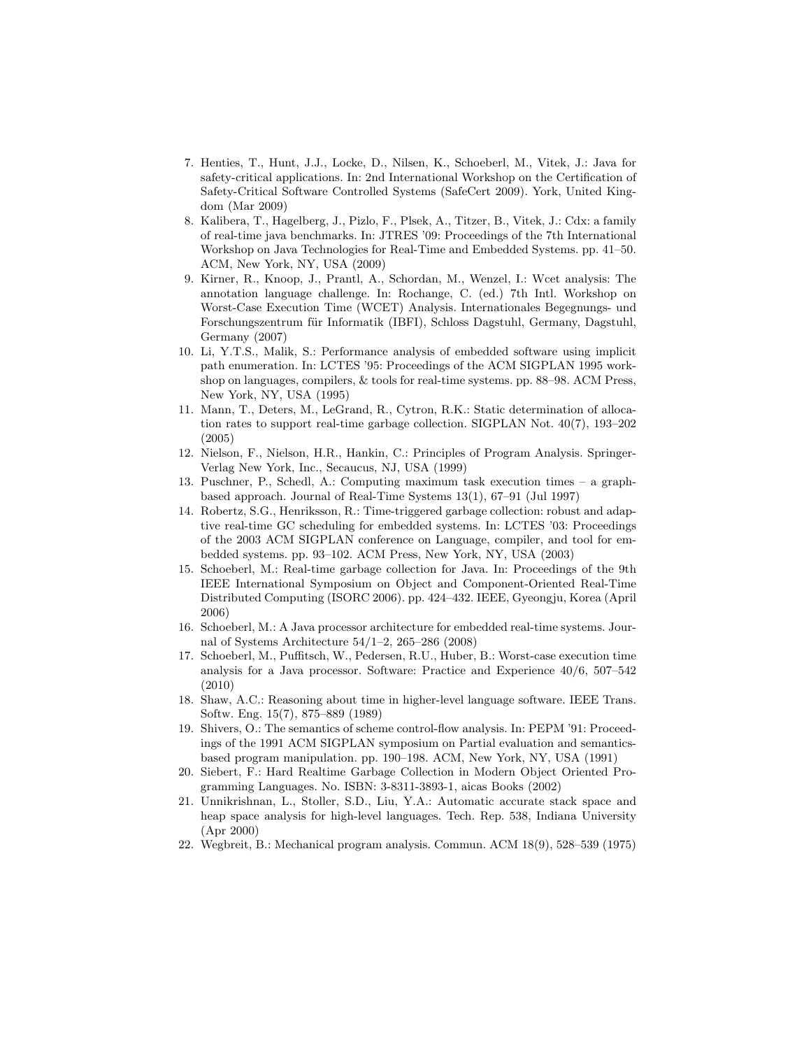7. Henties, T., Hunt, J.J., Locke, D., Nilsen, K., Schoeberl, M., Vitek, J.: Java for safety-critical applications. In: 2nd International Workshop on the Certification of Safety-Critical Software Controlled Systems (SafeCert 2009). York, United Kingdom (Mar 2009)
8. Kalibera, T., Hagelberg, J., Pizlo, F., Plsek, A., Titzer, B., Vitek, J.: Cdx: a family of real-time java benchmarks. In: JTRES '09: Proceedings of the 7th International Workshop on Java Technologies for Real-Time and Embedded Systems. pp. 41–50. ACM, New York, NY, USA (2009)
9. Kirner, R., Knoop, J., Prantl, A., Schordan, M., Wenzel, I.: Wcet analysis: The annotation language challenge. In: Rochange, C. (ed.) 7th Intl. Workshop on Worst-Case Execution Time (WCET) Analysis. Internationales Begegnungs- und Forschungszentrum für Informatik (IBFI), Schloss Dagstuhl, Germany, Dagstuhl, Germany (2007)
10. Li, Y.T.S., Malik, S.: Performance analysis of embedded software using implicit path enumeration. In: LCTES '95: Proceedings of the ACM SIGPLAN 1995 workshop on languages, compilers, & tools for real-time systems. pp. 88–98. ACM Press, New York, NY, USA (1995)
11. Mann, T., Deters, M., LeGrand, R., Cytron, R.K.: Static determination of allocation rates to support real-time garbage collection. SIGPLAN Not. 40(7), 193–202 (2005)
12. Nielson, F., Nielson, H.R., Hankin, C.: Principles of Program Analysis. Springer-Verlag New York, Inc., Secaucus, NJ, USA (1999)
13. Puschner, P., Schedl, A.: Computing maximum task execution times – a graph-based approach. Journal of Real-Time Systems 13(1), 67–91 (Jul 1997)
14. Robertz, S.G., Henriksson, R.: Time-triggered garbage collection: robust and adaptive real-time GC scheduling for embedded systems. In: LCTES '03: Proceedings of the 2003 ACM SIGPLAN conference on Language, compiler, and tool for embedded systems. pp. 93–102. ACM Press, New York, NY, USA (2003)
15. Schoeberl, M.: Real-time garbage collection for Java. In: Proceedings of the 9th IEEE International Symposium on Object and Component-Oriented Real-Time Distributed Computing (ISORC 2006). pp. 424–432. IEEE, Gyeongju, Korea (April 2006)
16. Schoeberl, M.: A Java processor architecture for embedded real-time systems. Journal of Systems Architecture 54/1–2, 265–286 (2008)
17. Schoeberl, M., Puffitsch, W., Pedersen, R.U., Huber, B.: Worst-case execution time analysis for a Java processor. Software: Practice and Experience 40/6, 507–542 (2010)
18. Shaw, A.C.: Reasoning about time in higher-level language software. IEEE Trans. Softw. Eng. 15(7), 875–889 (1989)
19. Shivers, O.: The semantics of scheme control-flow analysis. In: PEPM '91: Proceedings of the 1991 ACM SIGPLAN symposium on Partial evaluation and semantics-based program manipulation. pp. 190–198. ACM, New York, NY, USA (1991)
20. Siebert, F.: Hard Realtime Garbage Collection in Modern Object Oriented Programming Languages. No. ISBN: 3-8311-3893-1, aicas Books (2002)
21. Unnikrishnan, L., Stoller, S.D., Liu, Y.A.: Automatic accurate stack space and heap space analysis for high-level languages. Tech. Rep. 538, Indiana University (Apr 2000)
22. Wegbreit, B.: Mechanical program analysis. Commun. ACM 18(9), 528–539 (1975)